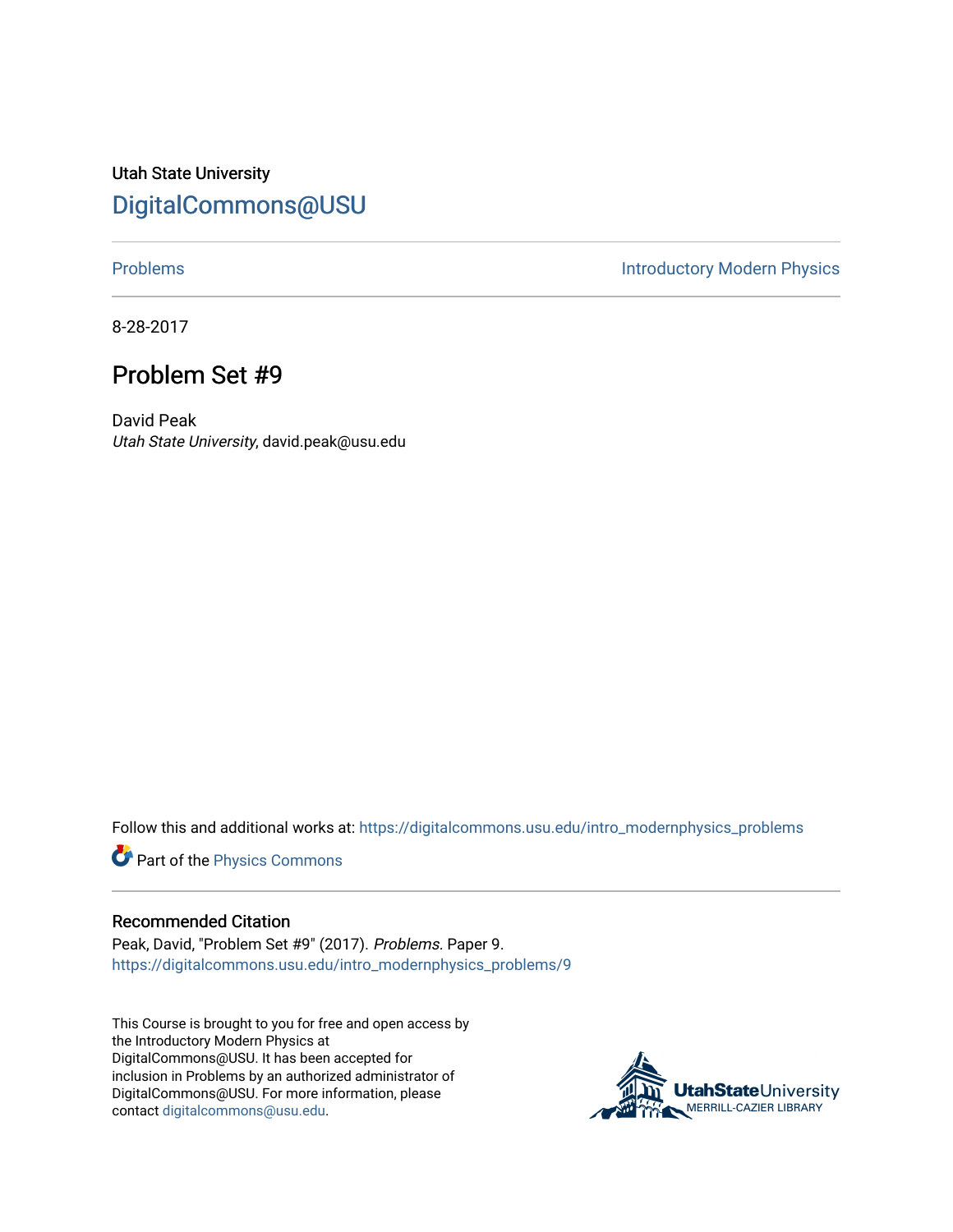Utah State University

# DigitalCommons@USU

Problems | Introductory Modern Physics

8-28-2017

## Problem Set #9

David Peak
*Utah State University*, david.peak@usu.edu

Follow this and additional works at: https://digitalcommons.usu.edu/intro_modernphysics_problems

Part of the Physics Commons

### Recommended Citation

Peak, David, "Problem Set #9" (2017). *Problems.* Paper 9.
https://digitalcommons.usu.edu/intro_modernphysics_problems/9

This Course is brought to you for free and open access by the Introductory Modern Physics at DigitalCommons@USU. It has been accepted for inclusion in Problems by an authorized administrator of DigitalCommons@USU. For more information, please contact digitalcommons@usu.edu.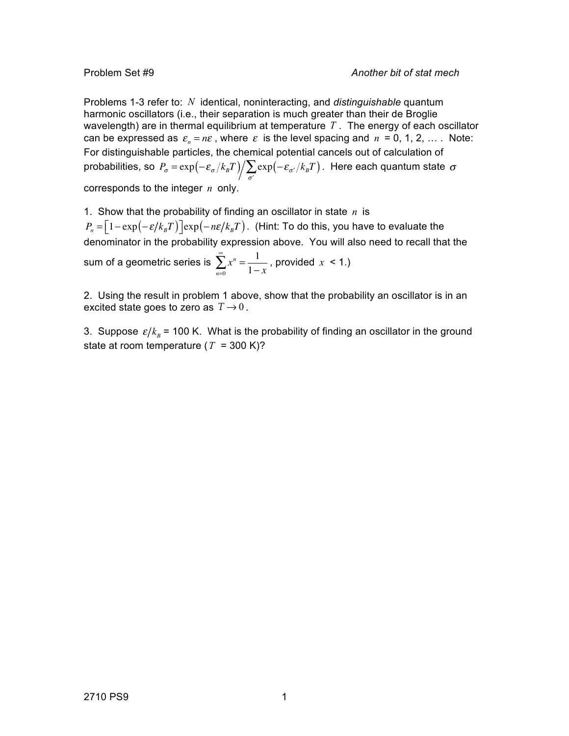Problem Set #9 *Another bit of stat mech*

Problems 1-3 refer to: $N$ identical, noninteracting, and *distinguishable* quantum harmonic oscillators (i.e., their separation is much greater than their de Broglie wavelength) are in thermal equilibrium at temperature $T$. The energy of each oscillator can be expressed as $\varepsilon_n = n\varepsilon$, where $\varepsilon$ is the level spacing and $n$ = 0, 1, 2, … . Note: For distinguishable particles, the chemical potential cancels out of calculation of probabilities, so $P_\sigma = \exp\left(-\varepsilon_\sigma / k_B T\right) \Big/ \sum_{\sigma'} \exp\left(-\varepsilon_{\sigma'} / k_B T\right)$. Here each quantum state $\sigma$ corresponds to the integer $n$ only.

1. Show that the probability of finding an oscillator in state $n$ is $P_n = \left[1 - \exp\left(-\varepsilon / k_B T\right)\right] \exp\left(-n\varepsilon / k_B T\right)$. (Hint: To do this, you have to evaluate the denominator in the probability expression above. You will also need to recall that the sum of a geometric series is $\sum_{n=0}^{\infty} x^n = \frac{1}{1-x}$, provided $x$ < 1.)

2. Using the result in problem 1 above, show that the probability an oscillator is in an excited state goes to zero as $T \to 0$.

3. Suppose $\varepsilon / k_B$ = 100 K. What is the probability of finding an oscillator in the ground state at room temperature ($T$ = 300 K)?